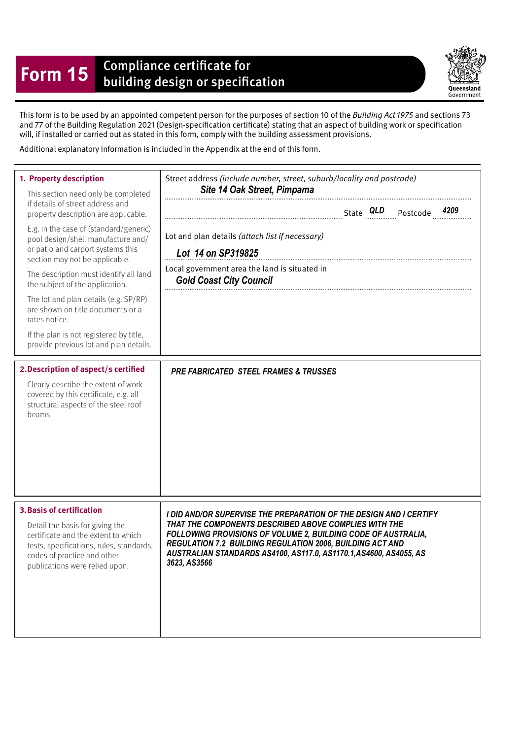# Form 15 Compliance certificate for building design or specification

Queensland Government

This form is to be used by an appointed competent person for the purposes of section 10 of the *Building Act 1975* and sections 73 and 77 of the Building Regulation 2021 (Design-specification certificate) stating that an aspect of building work or specification will, if installed or carried out as stated in this form, comply with the building assessment provisions.

Additional explanatory information is included in the Appendix at the end of this form.

| | |
|---|---|
| **1. Property description**<br><br>This section need only be completed if details of street address and property description are applicable.<br><br>E.g. in the case of (standard/generic) pool design/shell manufacture and/or patio and carport systems this section may not be applicable.<br><br>The description must identify all land the subject of the application.<br><br>The lot and plan details (e.g. SP/RP) are shown on title documents or a rates notice.<br><br>If the plan is not registered by title, provide previous lot and plan details. | Street address *(include number, street, suburb/locality and postcode)*<br>***Site 14 Oak Street, Pimpama***<br><br>State ***QLD*** Postcode ***4209***<br><br>Lot and plan details *(attach list if necessary)*<br>***Lot 14 on SP319825***<br><br>Local government area the land is situated in<br>***Gold Coast City Council*** |
| **2. Description of aspect/s certified**<br><br>Clearly describe the extent of work covered by this certificate, e.g. all structural aspects of the steel roof beams. | ***PRE FABRICATED STEEL FRAMES & TRUSSES*** |
| **3. Basis of certification**<br><br>Detail the basis for giving the certificate and the extent to which tests, specifications, rules, standards, codes of practice and other publications were relied upon. | ***I DID AND/OR SUPERVISE THE PREPARATION OF THE DESIGN AND I CERTIFY THAT THE COMPONENTS DESCRIBED ABOVE COMPLIES WITH THE FOLLOWING PROVISIONS OF VOLUME 2, BUILDING CODE OF AUSTRALIA, REGULATION 7.2 BUILDING REGULATION 2006, BUILDING ACT AND AUSTRALIAN STANDARDS AS4100, AS117.0, AS1170.1,AS4600, AS4055, AS 3623, AS3566*** |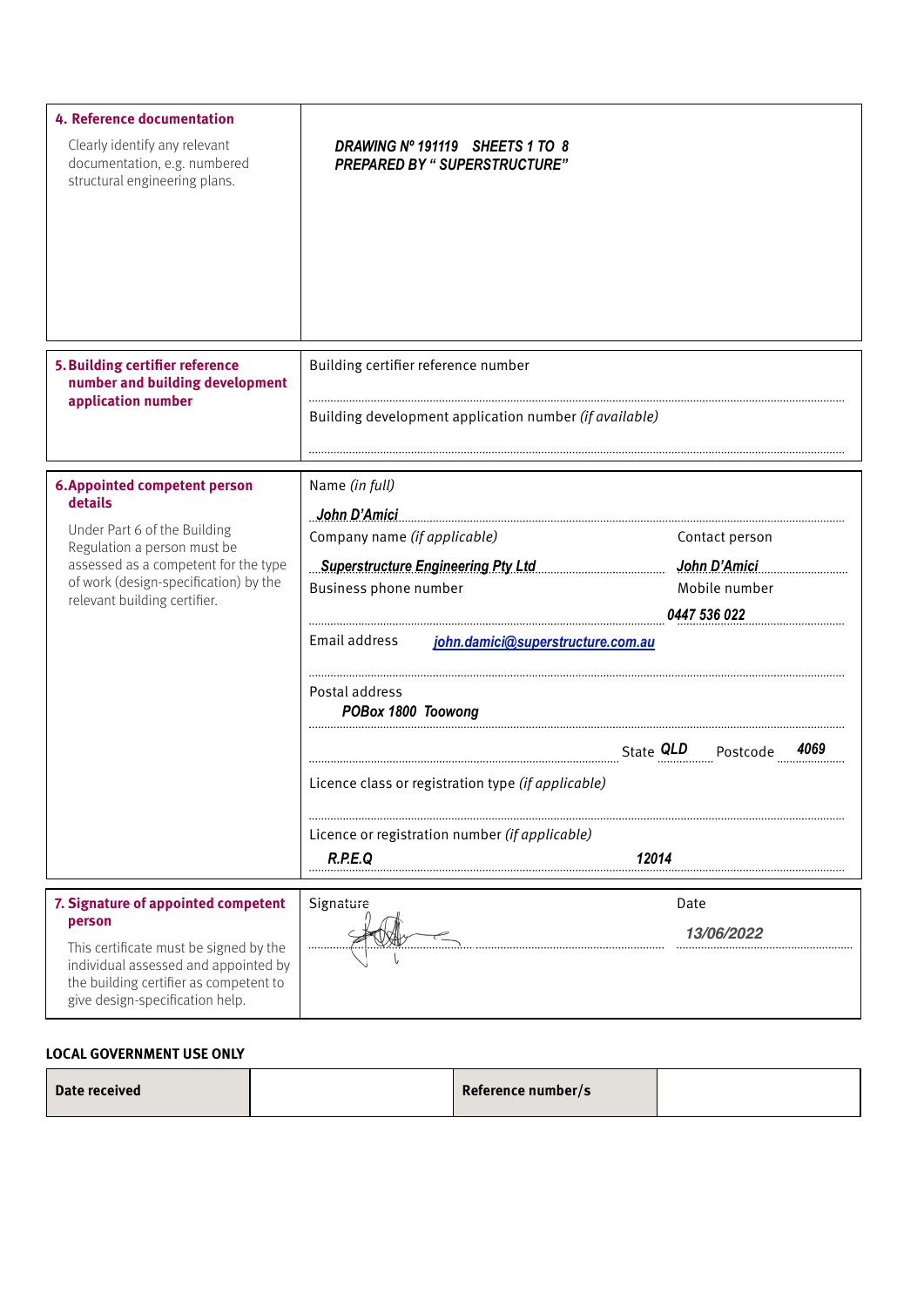| | |
|---|---|
| **4. Reference documentation**<br><br>Clearly identify any relevant documentation, e.g. numbered structural engineering plans. | ***DRAWING Nº 191119 SHEETS 1 TO 8***<br>***PREPARED BY " SUPERSTRUCTURE"*** |
| **5. Building certifier reference number and building development application number** | Building certifier reference number<br><br>Building development application number *(if available)* |
| **6. Appointed competent person details**<br><br>Under Part 6 of the Building Regulation a person must be assessed as a competent for the type of work (design-specification) by the relevant building certifier. | Name *(in full)*<br>***John D'Amici***<br><br>Company name *(if applicable)*: ***Superstructure Engineering Pty Ltd***<br>Contact person: ***John D'Amici***<br><br>Business phone number<br>Mobile number: ***0447 536 022***<br><br>Email address ***john.damici@superstructure.com.au***<br><br>Postal address<br>***POBox 1800 Toowong***<br>State ***QLD*** Postcode ***4069***<br><br>Licence class or registration type *(if applicable)*<br><br>Licence or registration number *(if applicable)*<br>***R.P.E.Q*** ***12014*** |
| **7. Signature of appointed competent person**<br><br>This certificate must be signed by the individual assessed and appointed by the building certifier as competent to give design-specification help. | Signature<br><br>Date: ***13/06/2022*** |

**LOCAL GOVERNMENT USE ONLY**

| | | | |
|---|---|---|---|
| **Date received** | | **Reference number/s** | |